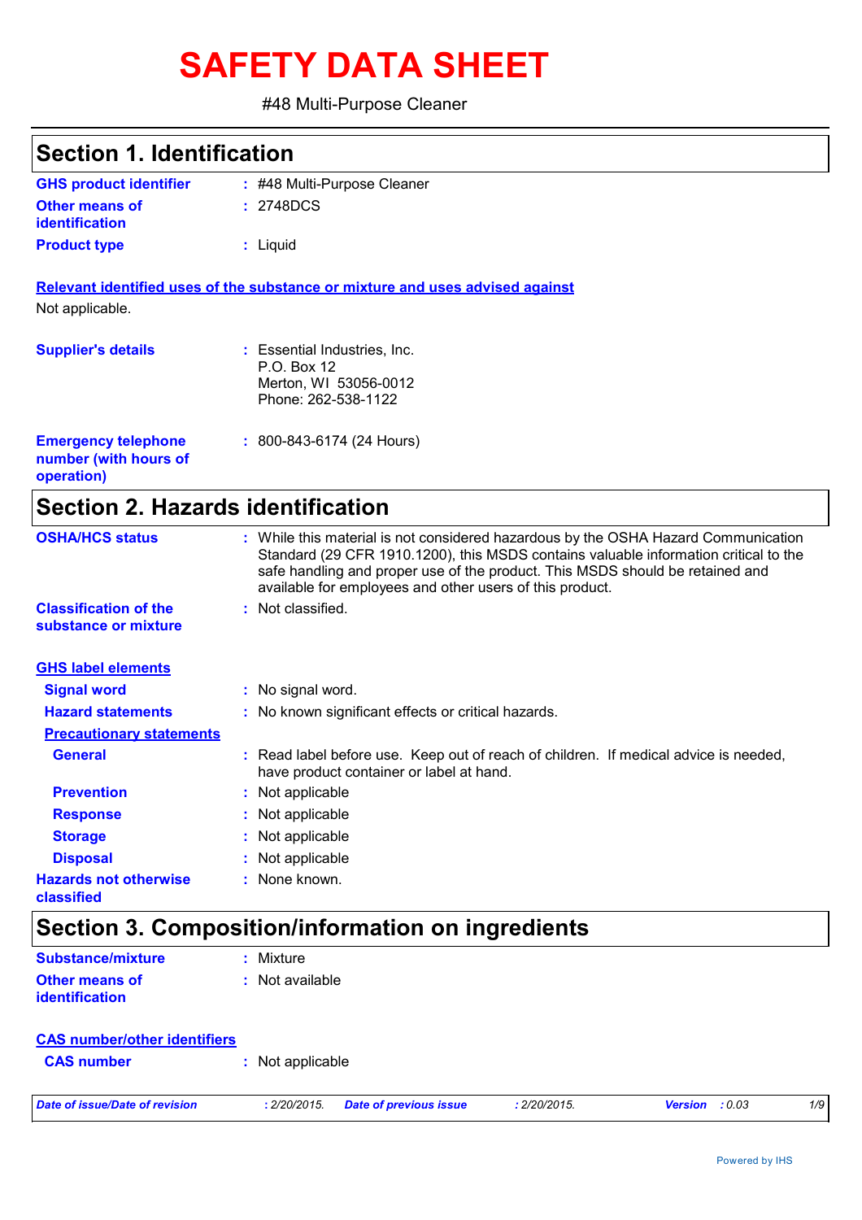# SAFETY DATA SHEET

#48 Multi-Purpose Cleaner

## Section 1. Identification

**GHS product identifier** : #48 Multi-Purpose Cleaner

**Other means of identification** : 2748DCS

**Product type** : Liquid

**Relevant identified uses of the substance or mixture and uses advised against**

Not applicable.

**Supplier's details** : Essential Industries, Inc.
P.O. Box 12
Merton, WI 53056-0012
Phone: 262-538-1122

**Emergency telephone number (with hours of operation)** : 800-843-6174 (24 Hours)

## Section 2. Hazards identification

**OSHA/HCS status** : While this material is not considered hazardous by the OSHA Hazard Communication Standard (29 CFR 1910.1200), this MSDS contains valuable information critical to the safe handling and proper use of the product. This MSDS should be retained and available for employees and other users of this product.

**Classification of the substance or mixture** : Not classified.

**GHS label elements**

**Signal word** : No signal word.

**Hazard statements** : No known significant effects or critical hazards.

**Precautionary statements**

**General** : Read label before use. Keep out of reach of children. If medical advice is needed, have product container or label at hand.

**Prevention** : Not applicable

**Response** : Not applicable

**Storage** : Not applicable

**Disposal** : Not applicable

**Hazards not otherwise classified** : None known.

## Section 3. Composition/information on ingredients

**Substance/mixture** : Mixture

**Other means of identification** : Not available

**CAS number/other identifiers**

**CAS number** : Not applicable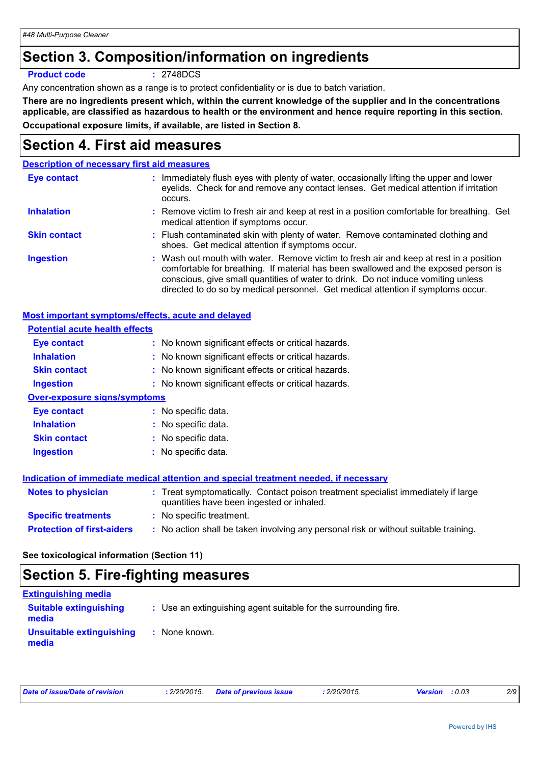## Section 3. Composition/information on ingredients

**Product code** : 2748DCS

Any concentration shown as a range is to protect confidentiality or is due to batch variation.

**There are no ingredients present which, within the current knowledge of the supplier and in the concentrations applicable, are classified as hazardous to health or the environment and hence require reporting in this section.**

**Occupational exposure limits, if available, are listed in Section 8.**

## Section 4. First aid measures

### Description of necessary first aid measures

| | |
|---|---|
| **Eye contact** | : Immediately flush eyes with plenty of water, occasionally lifting the upper and lower eyelids. Check for and remove any contact lenses. Get medical attention if irritation occurs. |
| **Inhalation** | : Remove victim to fresh air and keep at rest in a position comfortable for breathing. Get medical attention if symptoms occur. |
| **Skin contact** | : Flush contaminated skin with plenty of water. Remove contaminated clothing and shoes. Get medical attention if symptoms occur. |
| **Ingestion** | : Wash out mouth with water. Remove victim to fresh air and keep at rest in a position comfortable for breathing. If material has been swallowed and the exposed person is conscious, give small quantities of water to drink. Do not induce vomiting unless directed to do so by medical personnel. Get medical attention if symptoms occur. |

### Most important symptoms/effects, acute and delayed

**Potential acute health effects**

| | |
|---|---|
| **Eye contact** | : No known significant effects or critical hazards. |
| **Inhalation** | : No known significant effects or critical hazards. |
| **Skin contact** | : No known significant effects or critical hazards. |
| **Ingestion** | : No known significant effects or critical hazards. |

**Over-exposure signs/symptoms**

| | |
|---|---|
| **Eye contact** | : No specific data. |
| **Inhalation** | : No specific data. |
| **Skin contact** | : No specific data. |
| **Ingestion** | : No specific data. |

### Indication of immediate medical attention and special treatment needed, if necessary

| | |
|---|---|
| **Notes to physician** | : Treat symptomatically. Contact poison treatment specialist immediately if large quantities have been ingested or inhaled. |
| **Specific treatments** | : No specific treatment. |
| **Protection of first-aiders** | : No action shall be taken involving any personal risk or without suitable training. |

**See toxicological information (Section 11)**

## Section 5. Fire-fighting measures

### Extinguishing media

| | |
|---|---|
| **Suitable extinguishing media** | : Use an extinguishing agent suitable for the surrounding fire. |
| **Unsuitable extinguishing media** | : None known. |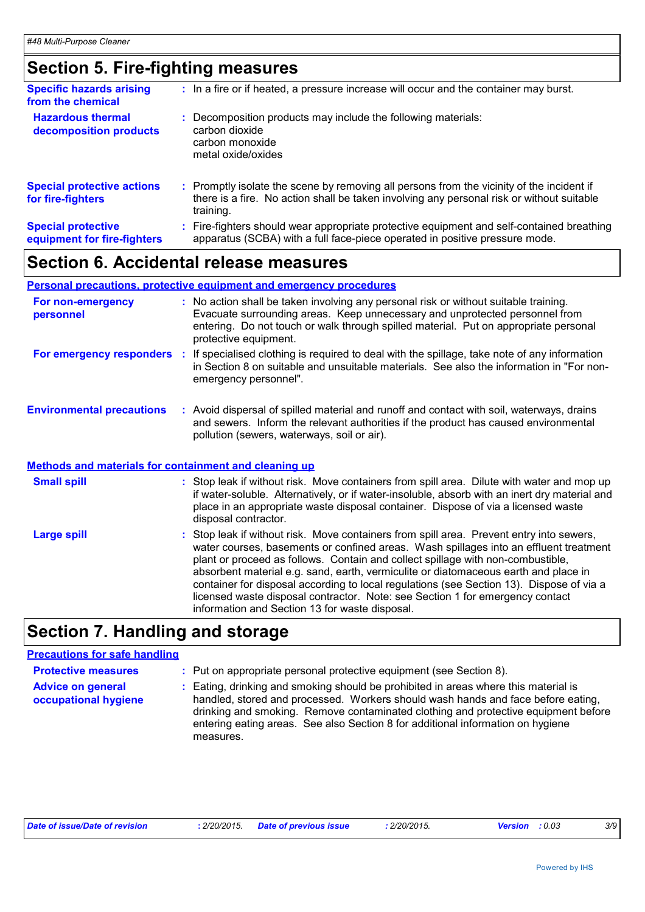## Section 5. Fire-fighting measures

**Specific hazards arising from the chemical** : In a fire or if heated, a pressure increase will occur and the container may burst.

**Hazardous thermal decomposition products** : Decomposition products may include the following materials:
carbon dioxide
carbon monoxide
metal oxide/oxides

**Special protective actions for fire-fighters** : Promptly isolate the scene by removing all persons from the vicinity of the incident if there is a fire. No action shall be taken involving any personal risk or without suitable training.

**Special protective equipment for fire-fighters** : Fire-fighters should wear appropriate protective equipment and self-contained breathing apparatus (SCBA) with a full face-piece operated in positive pressure mode.

## Section 6. Accidental release measures

### Personal precautions, protective equipment and emergency procedures

**For non-emergency personnel** : No action shall be taken involving any personal risk or without suitable training. Evacuate surrounding areas. Keep unnecessary and unprotected personnel from entering. Do not touch or walk through spilled material. Put on appropriate personal protective equipment.

**For emergency responders** : If specialised clothing is required to deal with the spillage, take note of any information in Section 8 on suitable and unsuitable materials. See also the information in "For non-emergency personnel".

**Environmental precautions** : Avoid dispersal of spilled material and runoff and contact with soil, waterways, drains and sewers. Inform the relevant authorities if the product has caused environmental pollution (sewers, waterways, soil or air).

### Methods and materials for containment and cleaning up

**Small spill** : Stop leak if without risk. Move containers from spill area. Dilute with water and mop up if water-soluble. Alternatively, or if water-insoluble, absorb with an inert dry material and place in an appropriate waste disposal container. Dispose of via a licensed waste disposal contractor.

**Large spill** : Stop leak if without risk. Move containers from spill area. Prevent entry into sewers, water courses, basements or confined areas. Wash spillages into an effluent treatment plant or proceed as follows. Contain and collect spillage with non-combustible, absorbent material e.g. sand, earth, vermiculite or diatomaceous earth and place in container for disposal according to local regulations (see Section 13). Dispose of via a licensed waste disposal contractor. Note: see Section 1 for emergency contact information and Section 13 for waste disposal.

## Section 7. Handling and storage

### Precautions for safe handling

**Protective measures** : Put on appropriate personal protective equipment (see Section 8).

**Advice on general occupational hygiene** : Eating, drinking and smoking should be prohibited in areas where this material is handled, stored and processed. Workers should wash hands and face before eating, drinking and smoking. Remove contaminated clothing and protective equipment before entering eating areas. See also Section 8 for additional information on hygiene measures.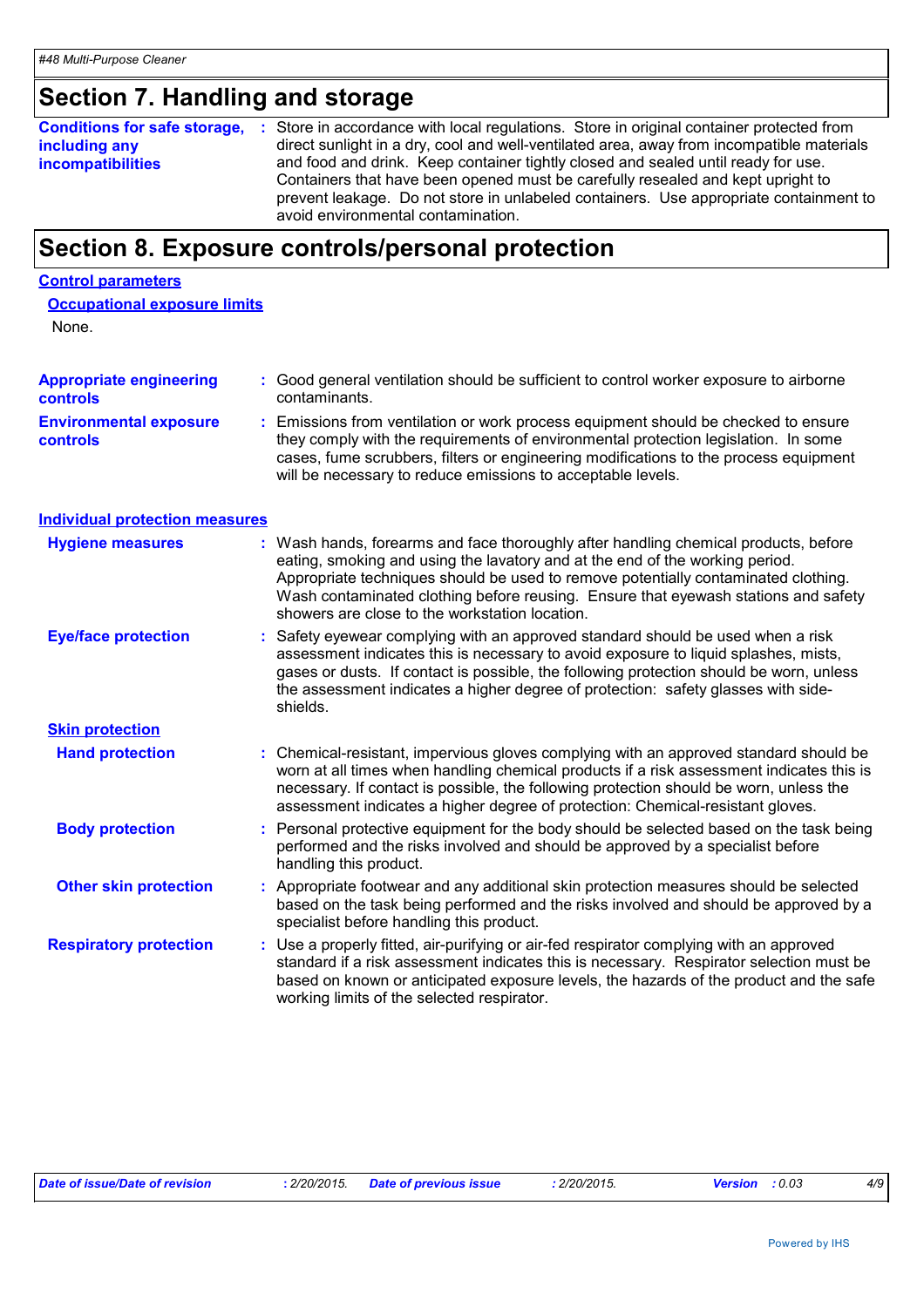## Section 7. Handling and storage

**Conditions for safe storage, including any incompatibilities** : Store in accordance with local regulations. Store in original container protected from direct sunlight in a dry, cool and well-ventilated area, away from incompatible materials and food and drink. Keep container tightly closed and sealed until ready for use. Containers that have been opened must be carefully resealed and kept upright to prevent leakage. Do not store in unlabeled containers. Use appropriate containment to avoid environmental contamination.

## Section 8. Exposure controls/personal protection

### Control parameters

#### Occupational exposure limits

None.

**Appropriate engineering controls** : Good general ventilation should be sufficient to control worker exposure to airborne contaminants.

**Environmental exposure controls** : Emissions from ventilation or work process equipment should be checked to ensure they comply with the requirements of environmental protection legislation. In some cases, fume scrubbers, filters or engineering modifications to the process equipment will be necessary to reduce emissions to acceptable levels.

### Individual protection measures

**Hygiene measures** : Wash hands, forearms and face thoroughly after handling chemical products, before eating, smoking and using the lavatory and at the end of the working period. Appropriate techniques should be used to remove potentially contaminated clothing. Wash contaminated clothing before reusing. Ensure that eyewash stations and safety showers are close to the workstation location.

**Eye/face protection** : Safety eyewear complying with an approved standard should be used when a risk assessment indicates this is necessary to avoid exposure to liquid splashes, mists, gases or dusts. If contact is possible, the following protection should be worn, unless the assessment indicates a higher degree of protection: safety glasses with side-shields.

#### Skin protection

**Hand protection** : Chemical-resistant, impervious gloves complying with an approved standard should be worn at all times when handling chemical products if a risk assessment indicates this is necessary. If contact is possible, the following protection should be worn, unless the assessment indicates a higher degree of protection: Chemical-resistant gloves.

**Body protection** : Personal protective equipment for the body should be selected based on the task being performed and the risks involved and should be approved by a specialist before handling this product.

**Other skin protection** : Appropriate footwear and any additional skin protection measures should be selected based on the task being performed and the risks involved and should be approved by a specialist before handling this product.

**Respiratory protection** : Use a properly fitted, air-purifying or air-fed respirator complying with an approved standard if a risk assessment indicates this is necessary. Respirator selection must be based on known or anticipated exposure levels, the hazards of the product and the safe working limits of the selected respirator.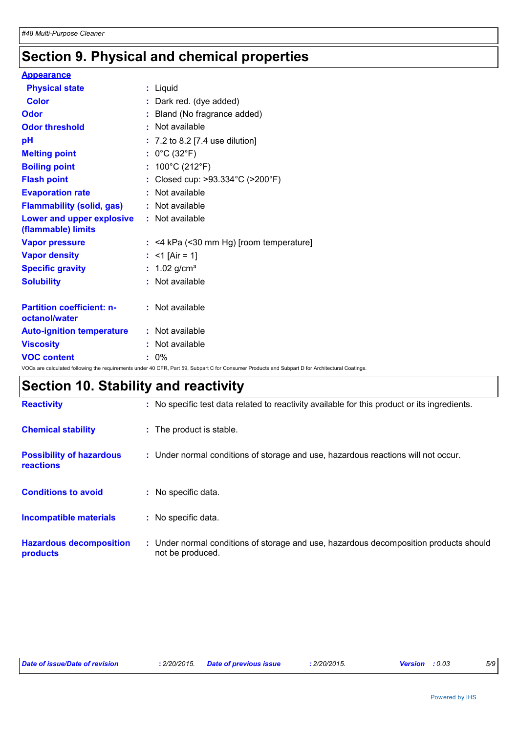# Section 9. Physical and chemical properties

**Appearance**

| | |
|---|---|
| **Physical state** | : Liquid |
| **Color** | : Dark red. (dye added) |
| **Odor** | : Bland (No fragrance added) |
| **Odor threshold** | : Not available |
| **pH** | : 7.2 to 8.2 [7.4 use dilution] |
| **Melting point** | : 0°C (32°F) |
| **Boiling point** | : 100°C (212°F) |
| **Flash point** | : Closed cup: >93.334°C (>200°F) |
| **Evaporation rate** | : Not available |
| **Flammability (solid, gas)** | : Not available |
| **Lower and upper explosive (flammable) limits** | : Not available |
| **Vapor pressure** | : <4 kPa (<30 mm Hg) [room temperature] |
| **Vapor density** | : <1 [Air = 1] |
| **Specific gravity** | : 1.02 g/cm³ |
| **Solubility** | : Not available |
| **Partition coefficient: n-octanol/water** | : Not available |
| **Auto-ignition temperature** | : Not available |
| **Viscosity** | : Not available |
| **VOC content** | : 0% |

VOCs are calculated following the requirements under 40 CFR, Part 59, Subpart C for Consumer Products and Subpart D for Architectural Coatings.

# Section 10. Stability and reactivity

| | |
|---|---|
| **Reactivity** | : No specific test data related to reactivity available for this product or its ingredients. |
| **Chemical stability** | : The product is stable. |
| **Possibility of hazardous reactions** | : Under normal conditions of storage and use, hazardous reactions will not occur. |
| **Conditions to avoid** | : No specific data. |
| **Incompatible materials** | : No specific data. |
| **Hazardous decomposition products** | : Under normal conditions of storage and use, hazardous decomposition products should not be produced. |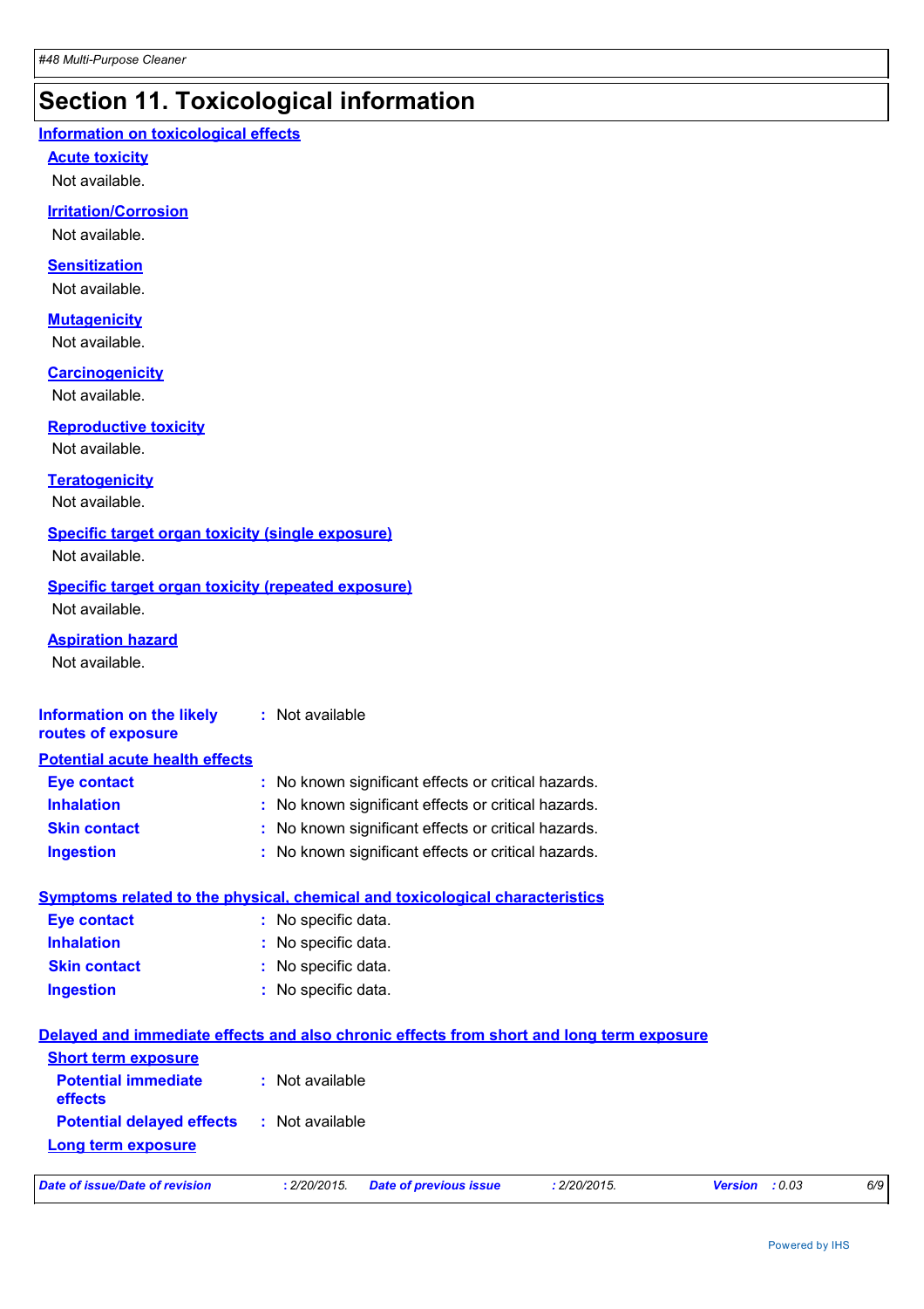## Section 11. Toxicological information

### Information on toxicological effects

#### Acute toxicity

Not available.

#### Irritation/Corrosion

Not available.

#### Sensitization

Not available.

#### Mutagenicity

Not available.

#### Carcinogenicity

Not available.

#### Reproductive toxicity

Not available.

#### Teratogenicity

Not available.

#### Specific target organ toxicity (single exposure)

Not available.

#### Specific target organ toxicity (repeated exposure)

Not available.

#### Aspiration hazard

Not available.

**Information on the likely routes of exposure** : Not available

### Potential acute health effects

**Eye contact** : No known significant effects or critical hazards.
**Inhalation** : No known significant effects or critical hazards.
**Skin contact** : No known significant effects or critical hazards.
**Ingestion** : No known significant effects or critical hazards.

### Symptoms related to the physical, chemical and toxicological characteristics

**Eye contact** : No specific data.
**Inhalation** : No specific data.
**Skin contact** : No specific data.
**Ingestion** : No specific data.

### Delayed and immediate effects and also chronic effects from short and long term exposure

#### Short term exposure

**Potential immediate effects** : Not available
**Potential delayed effects** : Not available

#### Long term exposure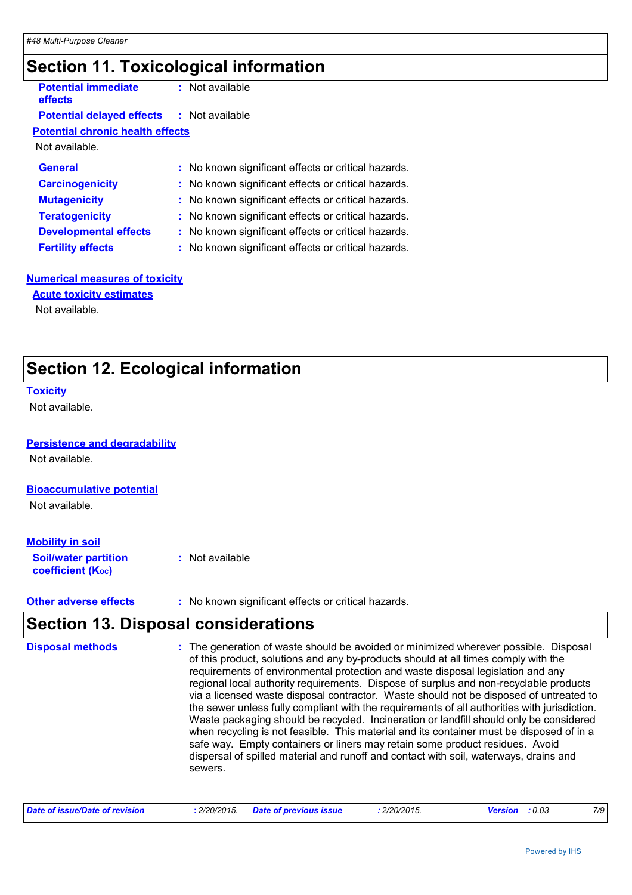# Section 11. Toxicological information

**Potential immediate effects** : Not available

**Potential delayed effects** : Not available

**Potential chronic health effects**

Not available.

| | |
|---|---|
| **General** | : No known significant effects or critical hazards. |
| **Carcinogenicity** | : No known significant effects or critical hazards. |
| **Mutagenicity** | : No known significant effects or critical hazards. |
| **Teratogenicity** | : No known significant effects or critical hazards. |
| **Developmental effects** | : No known significant effects or critical hazards. |
| **Fertility effects** | : No known significant effects or critical hazards. |

**Numerical measures of toxicity**

**Acute toxicity estimates**

Not available.

# Section 12. Ecological information

**Toxicity**

Not available.

**Persistence and degradability**

Not available.

**Bioaccumulative potential**

Not available.

**Mobility in soil**

**Soil/water partition coefficient ($K_{OC}$)** : Not available

**Other adverse effects** : No known significant effects or critical hazards.

# Section 13. Disposal considerations

**Disposal methods** : The generation of waste should be avoided or minimized wherever possible. Disposal of this product, solutions and any by-products should at all times comply with the requirements of environmental protection and waste disposal legislation and any regional local authority requirements. Dispose of surplus and non-recyclable products via a licensed waste disposal contractor. Waste should not be disposed of untreated to the sewer unless fully compliant with the requirements of all authorities with jurisdiction. Waste packaging should be recycled. Incineration or landfill should only be considered when recycling is not feasible. This material and its container must be disposed of in a safe way. Empty containers or liners may retain some product residues. Avoid dispersal of spilled material and runoff and contact with soil, waterways, drains and sewers.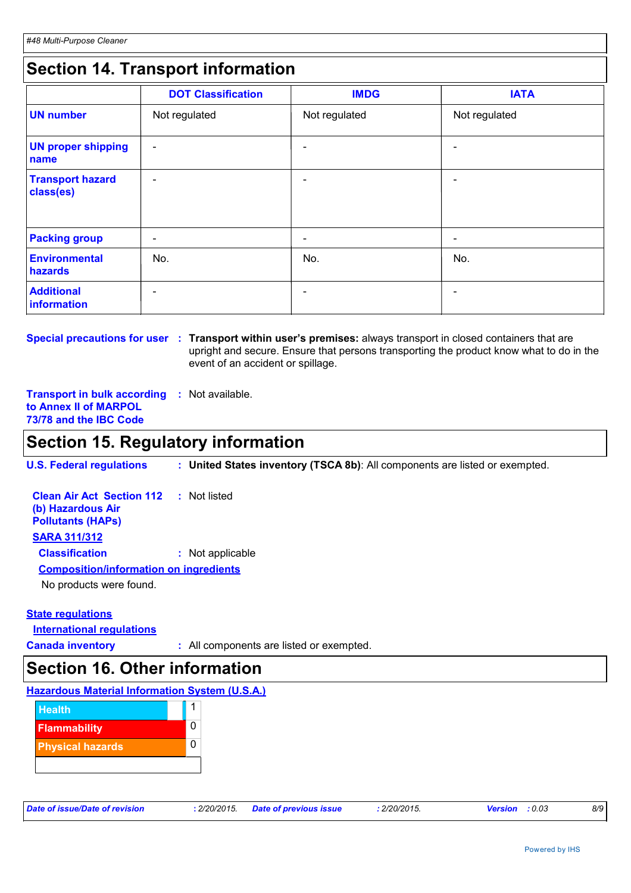## Section 14. Transport information

| | DOT Classification | IMDG | IATA |
|---|---|---|---|
| **UN number** | Not regulated | Not regulated | Not regulated |
| **UN proper shipping name** | - | - | - |
| **Transport hazard class(es)** | - | - | - |
| **Packing group** | - | - | - |
| **Environmental hazards** | No. | No. | No. |
| **Additional information** | - | - | - |

**Special precautions for user** : **Transport within user's premises:** always transport in closed containers that are upright and secure. Ensure that persons transporting the product know what to do in the event of an accident or spillage.

**Transport in bulk according to Annex II of MARPOL 73/78 and the IBC Code** : Not available.

## Section 15. Regulatory information

**U.S. Federal regulations** : **United States inventory (TSCA 8b)**: All components are listed or exempted.

**Clean Air Act Section 112 (b) Hazardous Air Pollutants (HAPs)** : Not listed

**SARA 311/312**

**Classification** : Not applicable

**Composition/information on ingredients**

No products were found.

**State regulations**

**International regulations**

**Canada inventory** : All components are listed or exempted.

## Section 16. Other information

**Hazardous Material Information System (U.S.A.)**

| | |
|---|---|
| Health | 1 |
| Flammability | 0 |
| Physical hazards | 0 |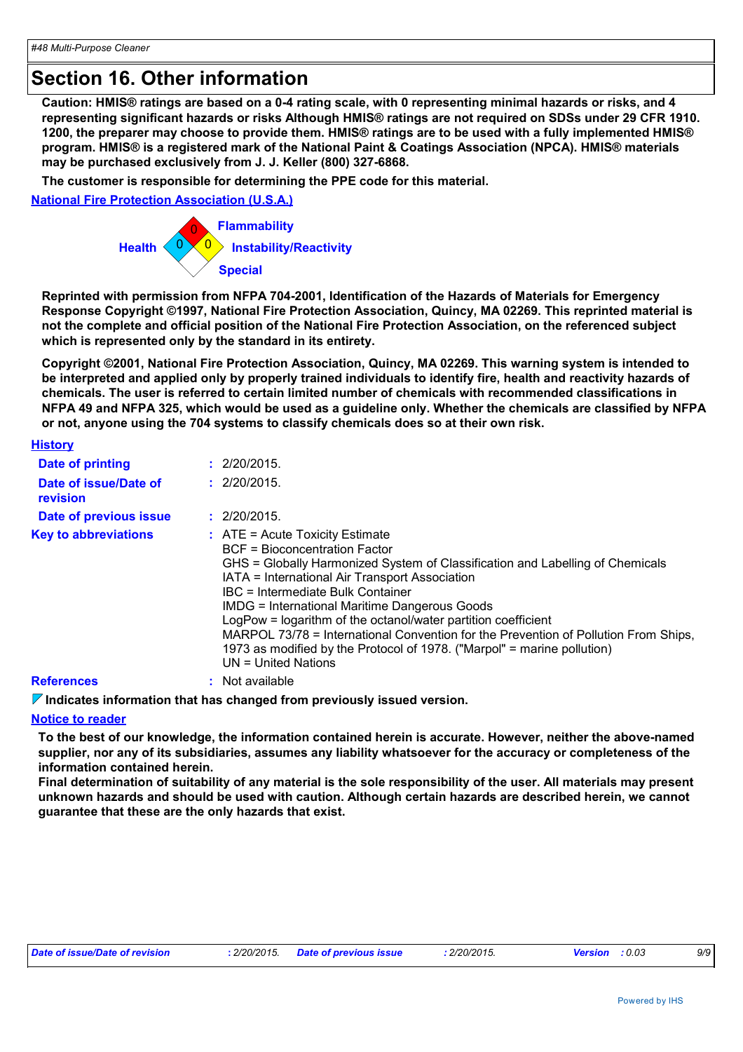## Section 16. Other information

**Caution: HMIS® ratings are based on a 0-4 rating scale, with 0 representing minimal hazards or risks, and 4 representing significant hazards or risks Although HMIS® ratings are not required on SDSs under 29 CFR 1910. 1200, the preparer may choose to provide them. HMIS® ratings are to be used with a fully implemented HMIS® program. HMIS® is a registered mark of the National Paint & Coatings Association (NPCA). HMIS® materials may be purchased exclusively from J. J. Keller (800) 327-6868.**

**The customer is responsible for determining the PPE code for this material.**

**National Fire Protection Association (U.S.A.)**

Flammability: 0
Health: 0
Instability/Reactivity: 0
Special

**Reprinted with permission from NFPA 704-2001, Identification of the Hazards of Materials for Emergency Response Copyright ©1997, National Fire Protection Association, Quincy, MA 02269. This reprinted material is not the complete and official position of the National Fire Protection Association, on the referenced subject which is represented only by the standard in its entirety.**

**Copyright ©2001, National Fire Protection Association, Quincy, MA 02269. This warning system is intended to be interpreted and applied only by properly trained individuals to identify fire, health and reactivity hazards of chemicals. The user is referred to certain limited number of chemicals with recommended classifications in NFPA 49 and NFPA 325, which would be used as a guideline only. Whether the chemicals are classified by NFPA or not, anyone using the 704 systems to classify chemicals does so at their own risk.**

**History**

| | |
|---|---|
| **Date of printing** | : 2/20/2015. |
| **Date of issue/Date of revision** | : 2/20/2015. |
| **Date of previous issue** | : 2/20/2015. |
| **Key to abbreviations** | : ATE = Acute Toxicity Estimate<br>BCF = Bioconcentration Factor<br>GHS = Globally Harmonized System of Classification and Labelling of Chemicals<br>IATA = International Air Transport Association<br>IBC = Intermediate Bulk Container<br>IMDG = International Maritime Dangerous Goods<br>LogPow = logarithm of the octanol/water partition coefficient<br>MARPOL 73/78 = International Convention for the Prevention of Pollution From Ships, 1973 as modified by the Protocol of 1978. ("Marpol" = marine pollution)<br>UN = United Nations |
| **References** | : Not available |

**Indicates information that has changed from previously issued version.**

**Notice to reader**

**To the best of our knowledge, the information contained herein is accurate. However, neither the above-named supplier, nor any of its subsidiaries, assumes any liability whatsoever for the accuracy or completeness of the information contained herein.**
**Final determination of suitability of any material is the sole responsibility of the user. All materials may present unknown hazards and should be used with caution. Although certain hazards are described herein, we cannot guarantee that these are the only hazards that exist.**